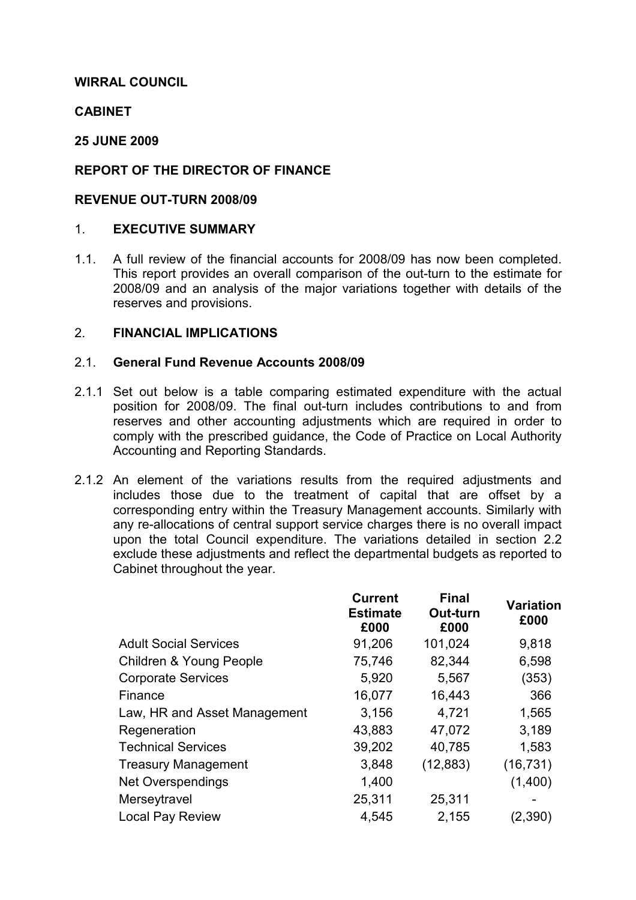**WIRRAL COUNCIL**

**CABINET**

**25 JUNE 2009**

**REPORT OF THE DIRECTOR OF FINANCE**

**REVENUE OUT-TURN 2008/09**

## 1. EXECUTIVE SUMMARY

1.1. A full review of the financial accounts for 2008/09 has now been completed. This report provides an overall comparison of the out-turn to the estimate for 2008/09 and an analysis of the major variations together with details of the reserves and provisions.

## 2. FINANCIAL IMPLICATIONS

### 2.1. General Fund Revenue Accounts 2008/09

2.1.1 Set out below is a table comparing estimated expenditure with the actual position for 2008/09. The final out-turn includes contributions to and from reserves and other accounting adjustments which are required in order to comply with the prescribed guidance, the Code of Practice on Local Authority Accounting and Reporting Standards.

2.1.2 An element of the variations results from the required adjustments and includes those due to the treatment of capital that are offset by a corresponding entry within the Treasury Management accounts. Similarly with any re-allocations of central support service charges there is no overall impact upon the total Council expenditure. The variations detailed in section 2.2 exclude these adjustments and reflect the departmental budgets as reported to Cabinet throughout the year.

| | Current Estimate £000 | Final Out-turn £000 | Variation £000 |
|---|---|---|---|
| Adult Social Services | 91,206 | 101,024 | 9,818 |
| Children & Young People | 75,746 | 82,344 | 6,598 |
| Corporate Services | 5,920 | 5,567 | (353) |
| Finance | 16,077 | 16,443 | 366 |
| Law, HR and Asset Management | 3,156 | 4,721 | 1,565 |
| Regeneration | 43,883 | 47,072 | 3,189 |
| Technical Services | 39,202 | 40,785 | 1,583 |
| Treasury Management | 3,848 | (12,883) | (16,731) |
| Net Overspendings | 1,400 | | (1,400) |
| Merseytravel | 25,311 | 25,311 | - |
| Local Pay Review | 4,545 | 2,155 | (2,390) |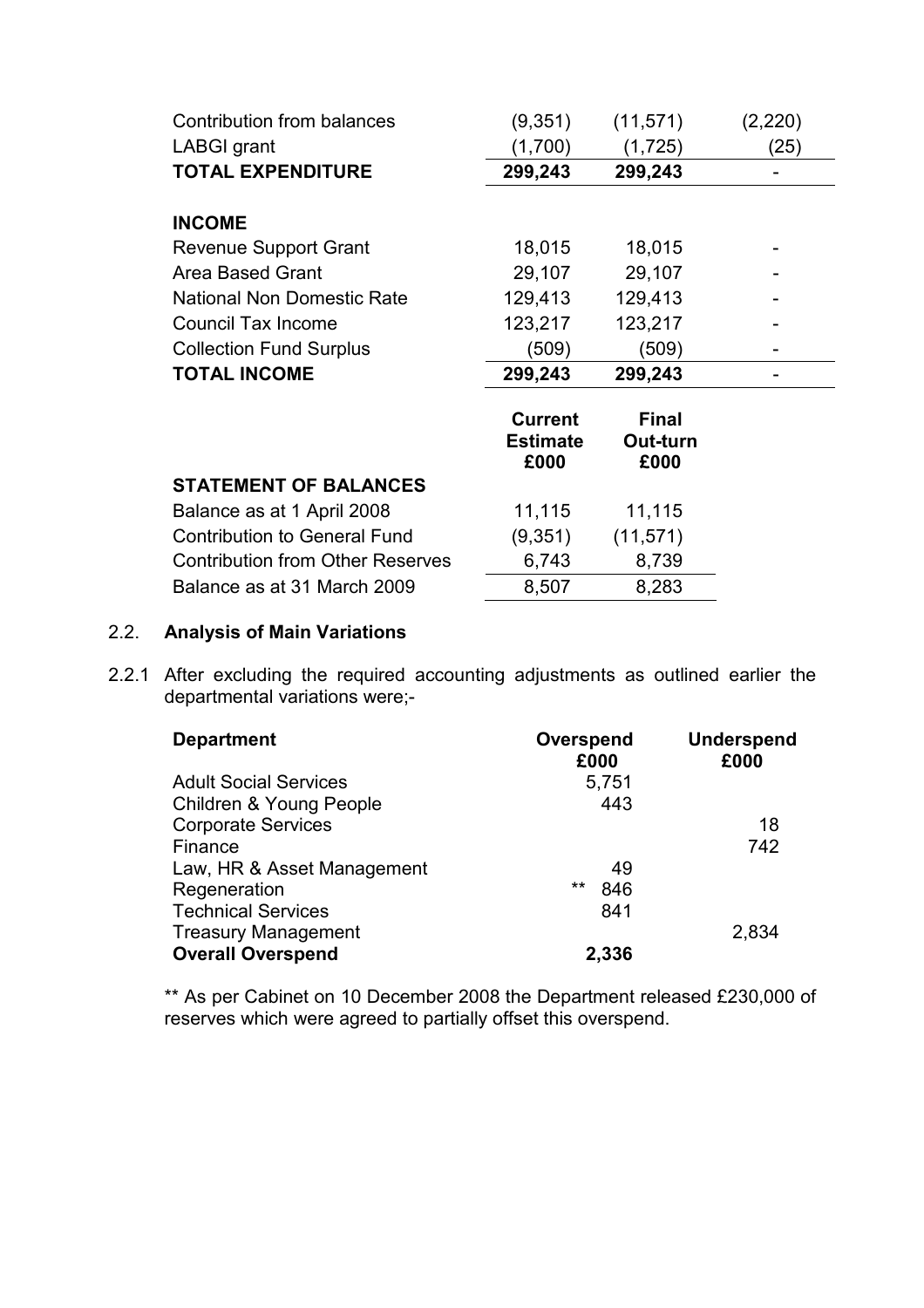| | | | |
|---|---|---|---|
| Contribution from balances | (9,351) | (11,571) | (2,220) |
| LABGI grant | (1,700) | (1,725) | (25) |
| **TOTAL EXPENDITURE** | **299,243** | **299,243** | - |
| | | | |
| **INCOME** | | | |
| Revenue Support Grant | 18,015 | 18,015 | - |
| Area Based Grant | 29,107 | 29,107 | - |
| National Non Domestic Rate | 129,413 | 129,413 | - |
| Council Tax Income | 123,217 | 123,217 | - |
| Collection Fund Surplus | (509) | (509) | - |
| **TOTAL INCOME** | **299,243** | **299,243** | - |

| | **Current Estimate £000** | **Final Out-turn £000** |
|---|---|---|
| **STATEMENT OF BALANCES** | | |
| Balance as at 1 April 2008 | 11,115 | 11,115 |
| Contribution to General Fund | (9,351) | (11,571) |
| Contribution from Other Reserves | 6,743 | 8,739 |
| Balance as at 31 March 2009 | 8,507 | 8,283 |

## 2.2. Analysis of Main Variations

2.2.1 After excluding the required accounting adjustments as outlined earlier the departmental variations were;-

| **Department** | **Overspend £000** | **Underspend £000** |
|---|---|---|
| Adult Social Services | 5,751 | |
| Children & Young People | 443 | |
| Corporate Services | | 18 |
| Finance | | 742 |
| Law, HR & Asset Management | 49 | |
| Regeneration | ** 846 | |
| Technical Services | 841 | |
| Treasury Management | | 2,834 |
| **Overall Overspend** | **2,336** | |

** As per Cabinet on 10 December 2008 the Department released £230,000 of reserves which were agreed to partially offset this overspend.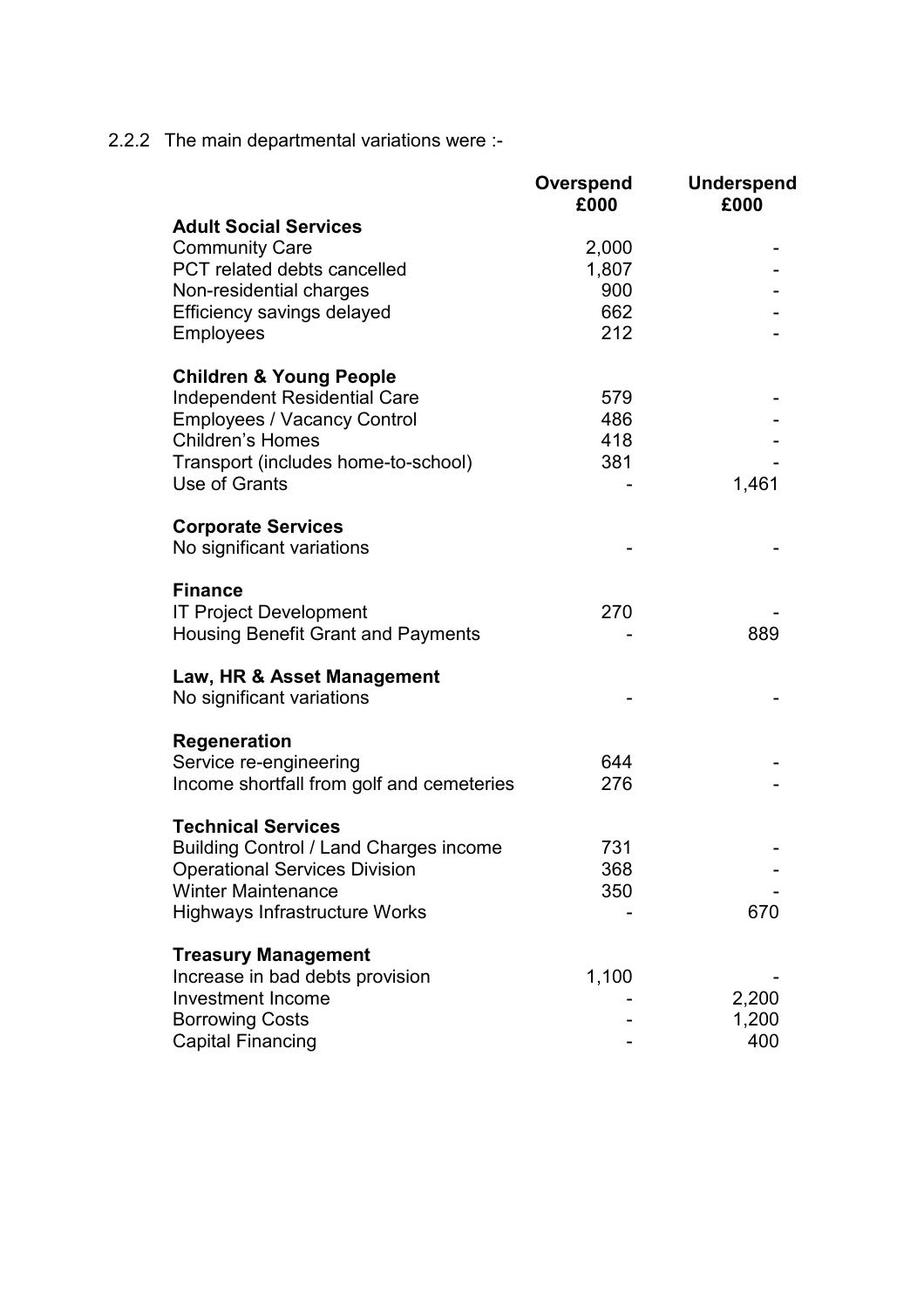2.2.2 The main departmental variations were :-

| | Overspend £000 | Underspend £000 |
|---|---|---|
| **Adult Social Services** | | |
| Community Care | 2,000 | - |
| PCT related debts cancelled | 1,807 | - |
| Non-residential charges | 900 | - |
| Efficiency savings delayed | 662 | - |
| Employees | 212 | - |
| **Children & Young People** | | |
| Independent Residential Care | 579 | - |
| Employees / Vacancy Control | 486 | - |
| Children's Homes | 418 | - |
| Transport (includes home-to-school) | 381 | - |
| Use of Grants | - | 1,461 |
| **Corporate Services** | | |
| No significant variations | - | - |
| **Finance** | | |
| IT Project Development | 270 | - |
| Housing Benefit Grant and Payments | - | 889 |
| **Law, HR & Asset Management** | | |
| No significant variations | - | - |
| **Regeneration** | | |
| Service re-engineering | 644 | - |
| Income shortfall from golf and cemeteries | 276 | - |
| **Technical Services** | | |
| Building Control / Land Charges income | 731 | - |
| Operational Services Division | 368 | - |
| Winter Maintenance | 350 | - |
| Highways Infrastructure Works | - | 670 |
| **Treasury Management** | | |
| Increase in bad debts provision | 1,100 | - |
| Investment Income | - | 2,200 |
| Borrowing Costs | - | 1,200 |
| Capital Financing | - | 400 |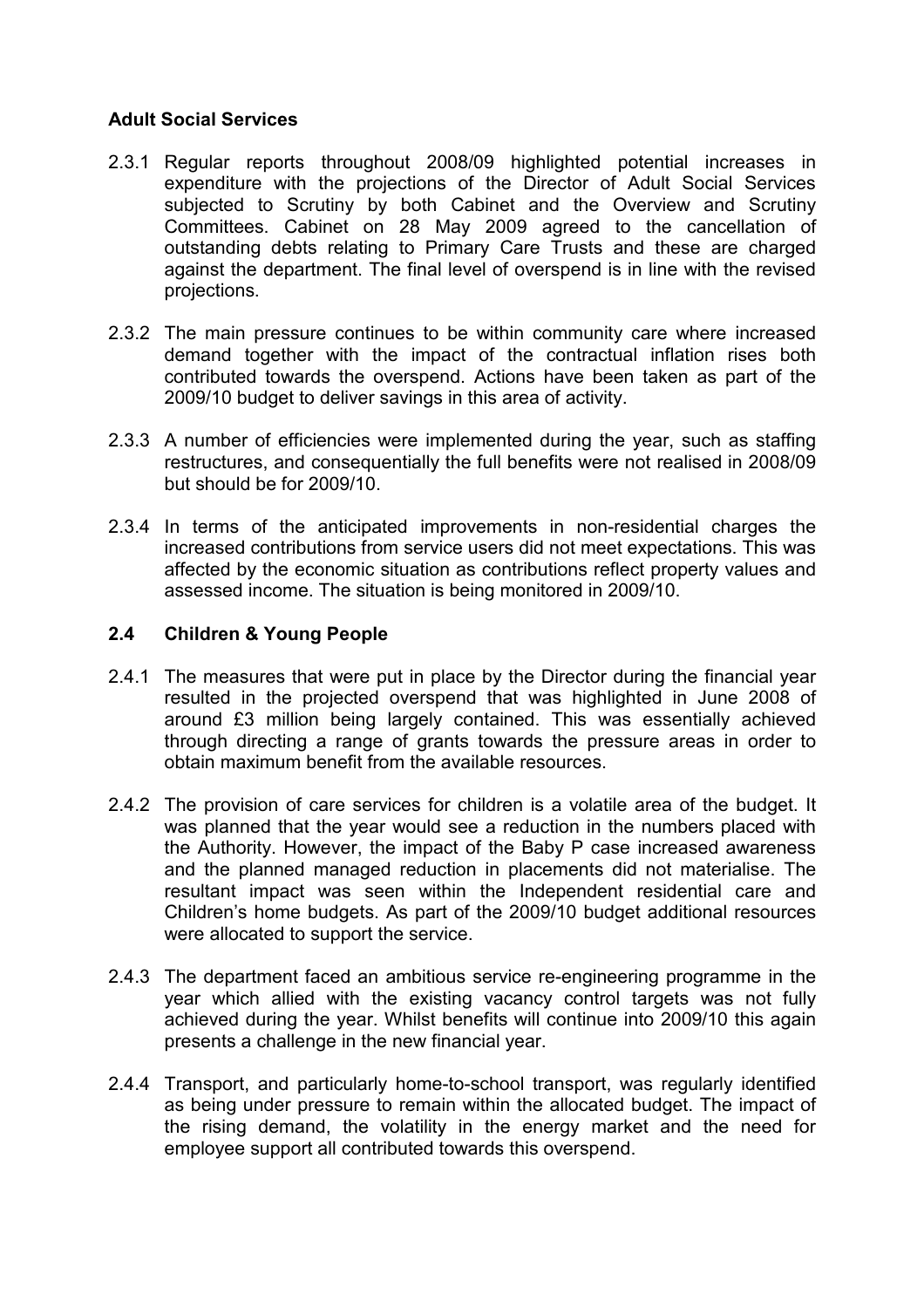**Adult Social Services**

2.3.1 Regular reports throughout 2008/09 highlighted potential increases in expenditure with the projections of the Director of Adult Social Services subjected to Scrutiny by both Cabinet and the Overview and Scrutiny Committees. Cabinet on 28 May 2009 agreed to the cancellation of outstanding debts relating to Primary Care Trusts and these are charged against the department. The final level of overspend is in line with the revised projections.

2.3.2 The main pressure continues to be within community care where increased demand together with the impact of the contractual inflation rises both contributed towards the overspend. Actions have been taken as part of the 2009/10 budget to deliver savings in this area of activity.

2.3.3 A number of efficiencies were implemented during the year, such as staffing restructures, and consequentially the full benefits were not realised in 2008/09 but should be for 2009/10.

2.3.4 In terms of the anticipated improvements in non-residential charges the increased contributions from service users did not meet expectations. This was affected by the economic situation as contributions reflect property values and assessed income. The situation is being monitored in 2009/10.

## 2.4 Children & Young People

2.4.1 The measures that were put in place by the Director during the financial year resulted in the projected overspend that was highlighted in June 2008 of around £3 million being largely contained. This was essentially achieved through directing a range of grants towards the pressure areas in order to obtain maximum benefit from the available resources.

2.4.2 The provision of care services for children is a volatile area of the budget. It was planned that the year would see a reduction in the numbers placed with the Authority. However, the impact of the Baby P case increased awareness and the planned managed reduction in placements did not materialise. The resultant impact was seen within the Independent residential care and Children's home budgets. As part of the 2009/10 budget additional resources were allocated to support the service.

2.4.3 The department faced an ambitious service re-engineering programme in the year which allied with the existing vacancy control targets was not fully achieved during the year. Whilst benefits will continue into 2009/10 this again presents a challenge in the new financial year.

2.4.4 Transport, and particularly home-to-school transport, was regularly identified as being under pressure to remain within the allocated budget. The impact of the rising demand, the volatility in the energy market and the need for employee support all contributed towards this overspend.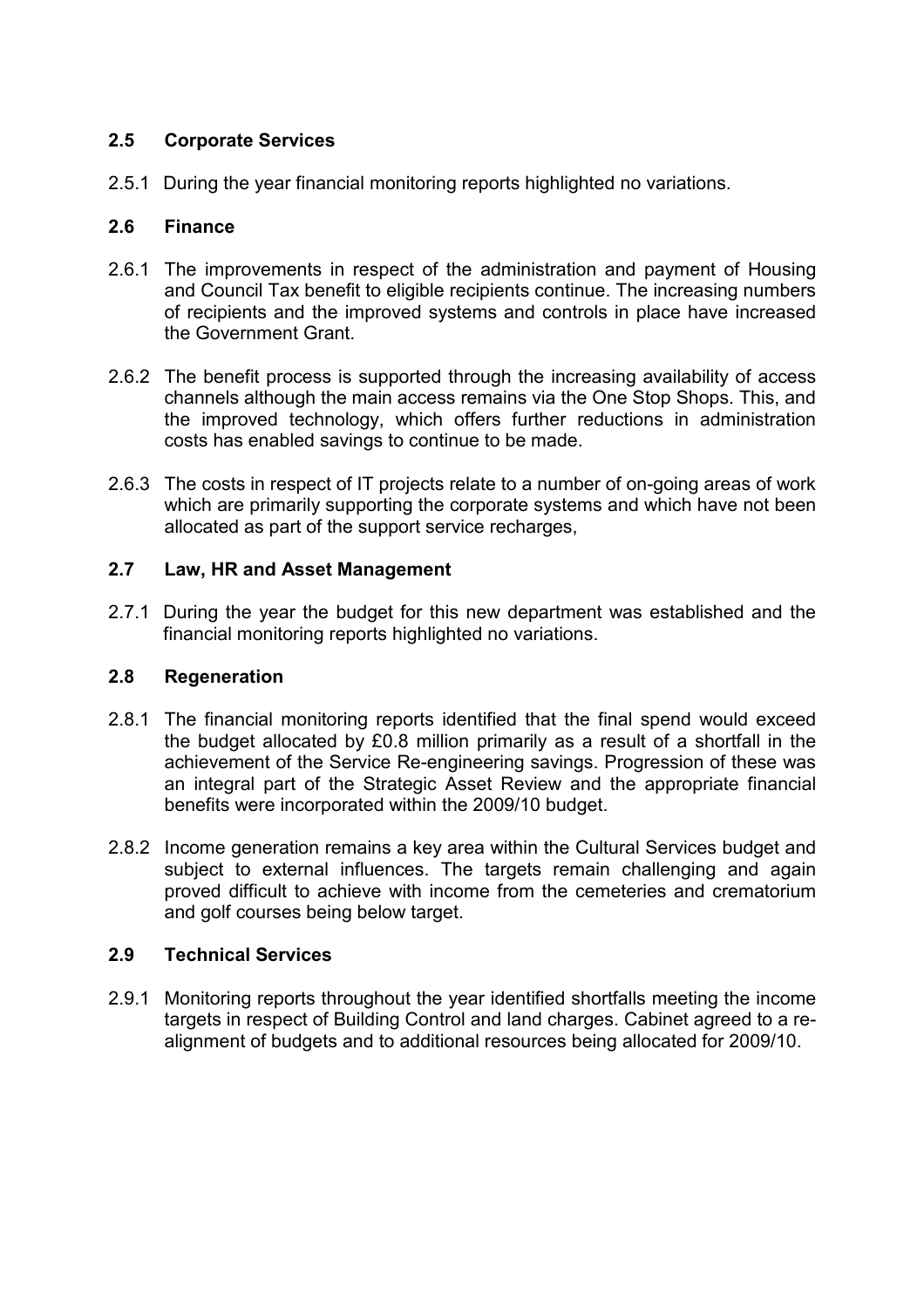### 2.5 Corporate Services

2.5.1 During the year financial monitoring reports highlighted no variations.

### 2.6 Finance

2.6.1 The improvements in respect of the administration and payment of Housing and Council Tax benefit to eligible recipients continue. The increasing numbers of recipients and the improved systems and controls in place have increased the Government Grant.

2.6.2 The benefit process is supported through the increasing availability of access channels although the main access remains via the One Stop Shops. This, and the improved technology, which offers further reductions in administration costs has enabled savings to continue to be made.

2.6.3 The costs in respect of IT projects relate to a number of on-going areas of work which are primarily supporting the corporate systems and which have not been allocated as part of the support service recharges,

### 2.7 Law, HR and Asset Management

2.7.1 During the year the budget for this new department was established and the financial monitoring reports highlighted no variations.

### 2.8 Regeneration

2.8.1 The financial monitoring reports identified that the final spend would exceed the budget allocated by £0.8 million primarily as a result of a shortfall in the achievement of the Service Re-engineering savings. Progression of these was an integral part of the Strategic Asset Review and the appropriate financial benefits were incorporated within the 2009/10 budget.

2.8.2 Income generation remains a key area within the Cultural Services budget and subject to external influences. The targets remain challenging and again proved difficult to achieve with income from the cemeteries and crematorium and golf courses being below target.

### 2.9 Technical Services

2.9.1 Monitoring reports throughout the year identified shortfalls meeting the income targets in respect of Building Control and land charges. Cabinet agreed to a re-alignment of budgets and to additional resources being allocated for 2009/10.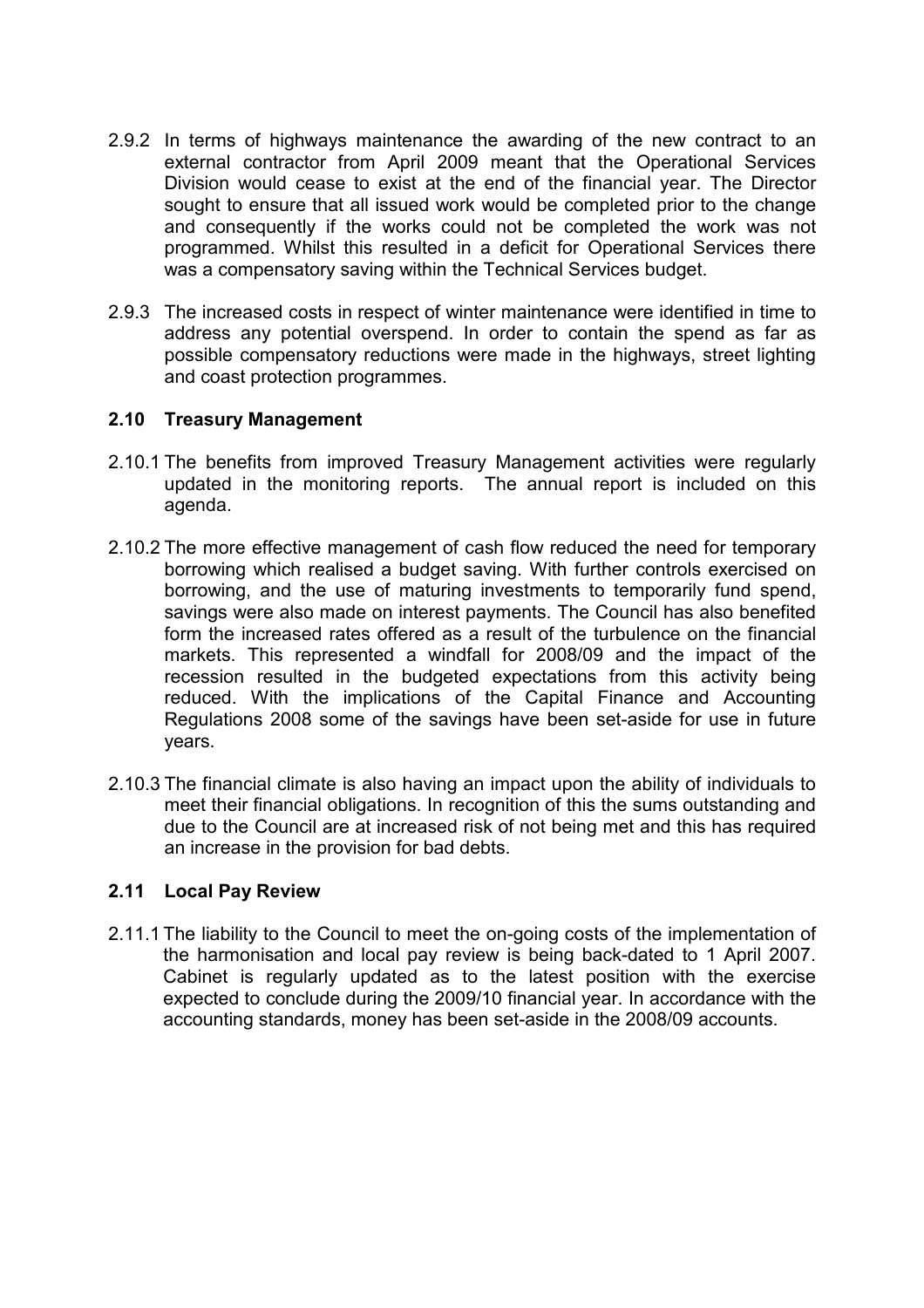2.9.2 In terms of highways maintenance the awarding of the new contract to an external contractor from April 2009 meant that the Operational Services Division would cease to exist at the end of the financial year. The Director sought to ensure that all issued work would be completed prior to the change and consequently if the works could not be completed the work was not programmed. Whilst this resulted in a deficit for Operational Services there was a compensatory saving within the Technical Services budget.

2.9.3 The increased costs in respect of winter maintenance were identified in time to address any potential overspend. In order to contain the spend as far as possible compensatory reductions were made in the highways, street lighting and coast protection programmes.

### 2.10 Treasury Management

2.10.1 The benefits from improved Treasury Management activities were regularly updated in the monitoring reports. The annual report is included on this agenda.

2.10.2 The more effective management of cash flow reduced the need for temporary borrowing which realised a budget saving. With further controls exercised on borrowing, and the use of maturing investments to temporarily fund spend, savings were also made on interest payments. The Council has also benefited form the increased rates offered as a result of the turbulence on the financial markets. This represented a windfall for 2008/09 and the impact of the recession resulted in the budgeted expectations from this activity being reduced. With the implications of the Capital Finance and Accounting Regulations 2008 some of the savings have been set-aside for use in future years.

2.10.3 The financial climate is also having an impact upon the ability of individuals to meet their financial obligations. In recognition of this the sums outstanding and due to the Council are at increased risk of not being met and this has required an increase in the provision for bad debts.

### 2.11 Local Pay Review

2.11.1 The liability to the Council to meet the on-going costs of the implementation of the harmonisation and local pay review is being back-dated to 1 April 2007. Cabinet is regularly updated as to the latest position with the exercise expected to conclude during the 2009/10 financial year. In accordance with the accounting standards, money has been set-aside in the 2008/09 accounts.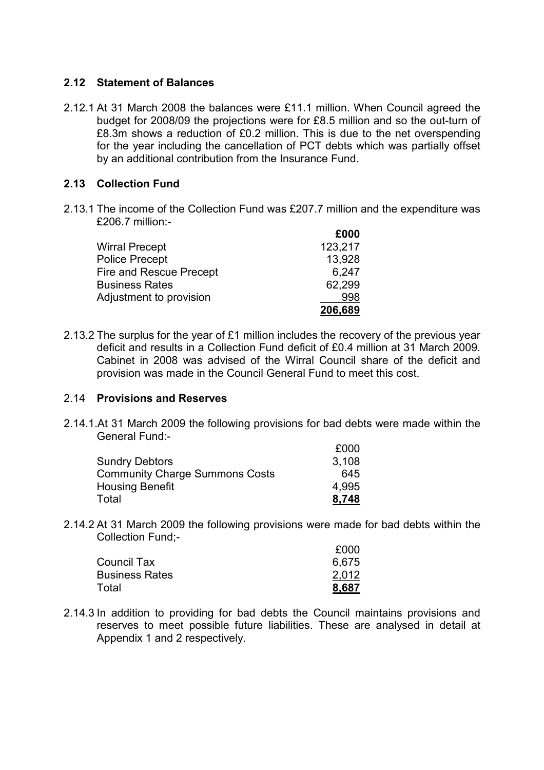## 2.12 Statement of Balances

2.12.1 At 31 March 2008 the balances were £11.1 million. When Council agreed the budget for 2008/09 the projections were for £8.5 million and so the out-turn of £8.3m shows a reduction of £0.2 million. This is due to the net overspending for the year including the cancellation of PCT debts which was partially offset by an additional contribution from the Insurance Fund.

## 2.13 Collection Fund

2.13.1 The income of the Collection Fund was £207.7 million and the expenditure was £206.7 million:-

| | **£000** |
|---|---|
| Wirral Precept | 123,217 |
| Police Precept | 13,928 |
| Fire and Rescue Precept | 6,247 |
| Business Rates | 62,299 |
| Adjustment to provision | 998 |
| | **206,689** |

2.13.2 The surplus for the year of £1 million includes the recovery of the previous year deficit and results in a Collection Fund deficit of £0.4 million at 31 March 2009. Cabinet in 2008 was advised of the Wirral Council share of the deficit and provision was made in the Council General Fund to meet this cost.

## 2.14 Provisions and Reserves

2.14.1.At 31 March 2009 the following provisions for bad debts were made within the General Fund:-

| | £000 |
|---|---|
| Sundry Debtors | 3,108 |
| Community Charge Summons Costs | 645 |
| Housing Benefit | 4,995 |
| Total | **8,748** |

2.14.2 At 31 March 2009 the following provisions were made for bad debts within the Collection Fund;-

| | £000 |
|---|---|
| Council Tax | 6,675 |
| Business Rates | 2,012 |
| Total | **8,687** |

2.14.3 In addition to providing for bad debts the Council maintains provisions and reserves to meet possible future liabilities. These are analysed in detail at Appendix 1 and 2 respectively.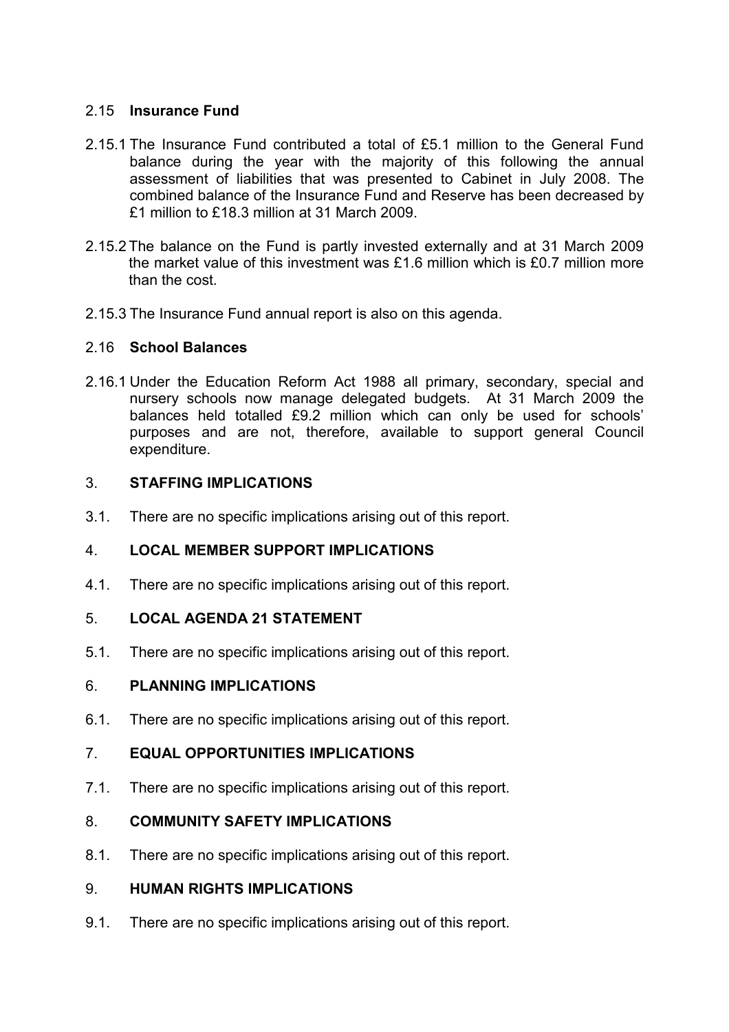### 2.15 Insurance Fund

2.15.1 The Insurance Fund contributed a total of £5.1 million to the General Fund balance during the year with the majority of this following the annual assessment of liabilities that was presented to Cabinet in July 2008. The combined balance of the Insurance Fund and Reserve has been decreased by £1 million to £18.3 million at 31 March 2009.

2.15.2 The balance on the Fund is partly invested externally and at 31 March 2009 the market value of this investment was £1.6 million which is £0.7 million more than the cost.

2.15.3 The Insurance Fund annual report is also on this agenda.

### 2.16 School Balances

2.16.1 Under the Education Reform Act 1988 all primary, secondary, special and nursery schools now manage delegated budgets. At 31 March 2009 the balances held totalled £9.2 million which can only be used for schools' purposes and are not, therefore, available to support general Council expenditure.

## 3. STAFFING IMPLICATIONS

3.1. There are no specific implications arising out of this report.

## 4. LOCAL MEMBER SUPPORT IMPLICATIONS

4.1. There are no specific implications arising out of this report.

## 5. LOCAL AGENDA 21 STATEMENT

5.1. There are no specific implications arising out of this report.

## 6. PLANNING IMPLICATIONS

6.1. There are no specific implications arising out of this report.

## 7. EQUAL OPPORTUNITIES IMPLICATIONS

7.1. There are no specific implications arising out of this report.

## 8. COMMUNITY SAFETY IMPLICATIONS

8.1. There are no specific implications arising out of this report.

## 9. HUMAN RIGHTS IMPLICATIONS

9.1. There are no specific implications arising out of this report.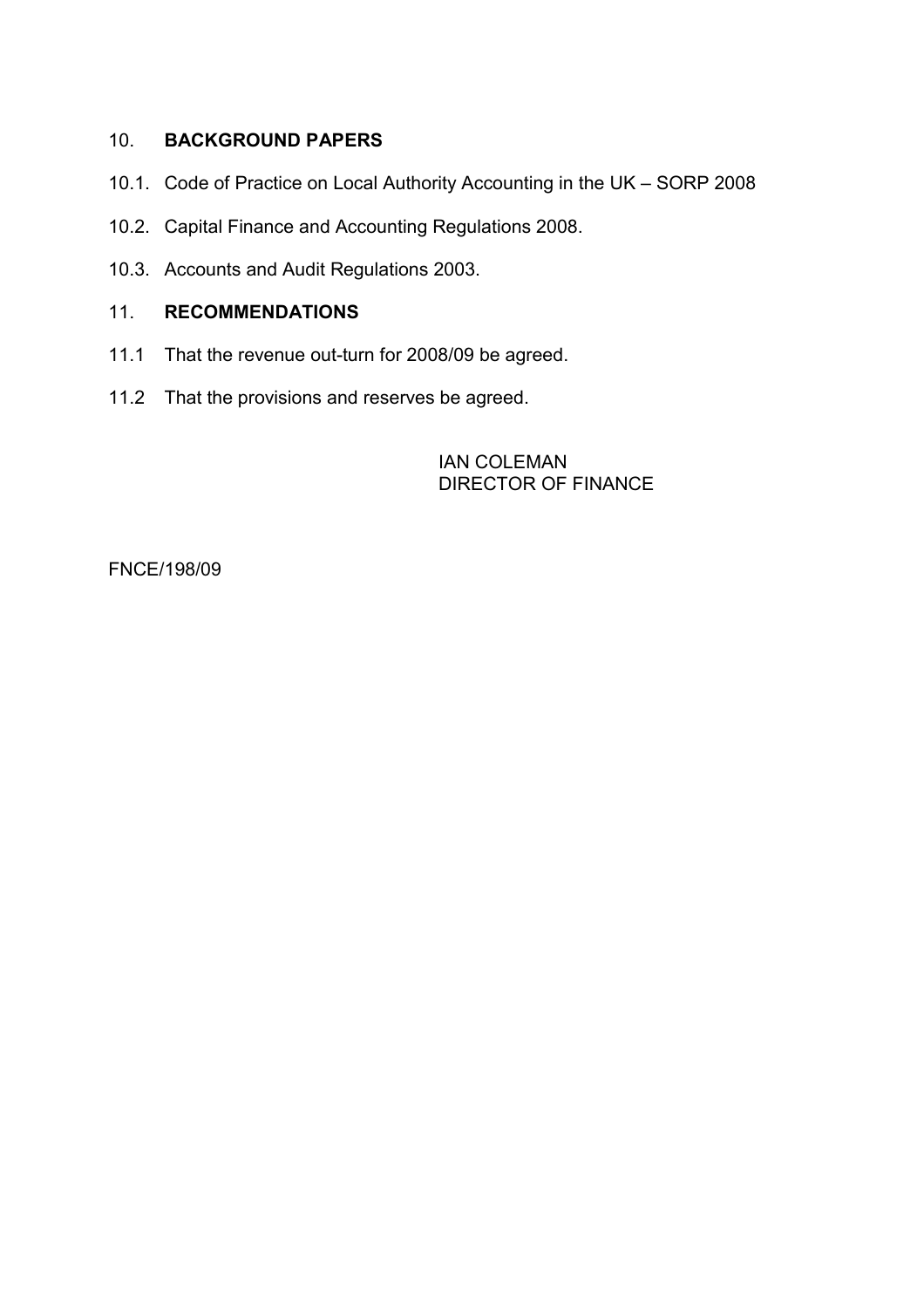## 10. BACKGROUND PAPERS

10.1. Code of Practice on Local Authority Accounting in the UK – SORP 2008

10.2. Capital Finance and Accounting Regulations 2008.

10.3. Accounts and Audit Regulations 2003.

## 11. RECOMMENDATIONS

11.1 That the revenue out-turn for 2008/09 be agreed.

11.2 That the provisions and reserves be agreed.

IAN COLEMAN
DIRECTOR OF FINANCE

FNCE/198/09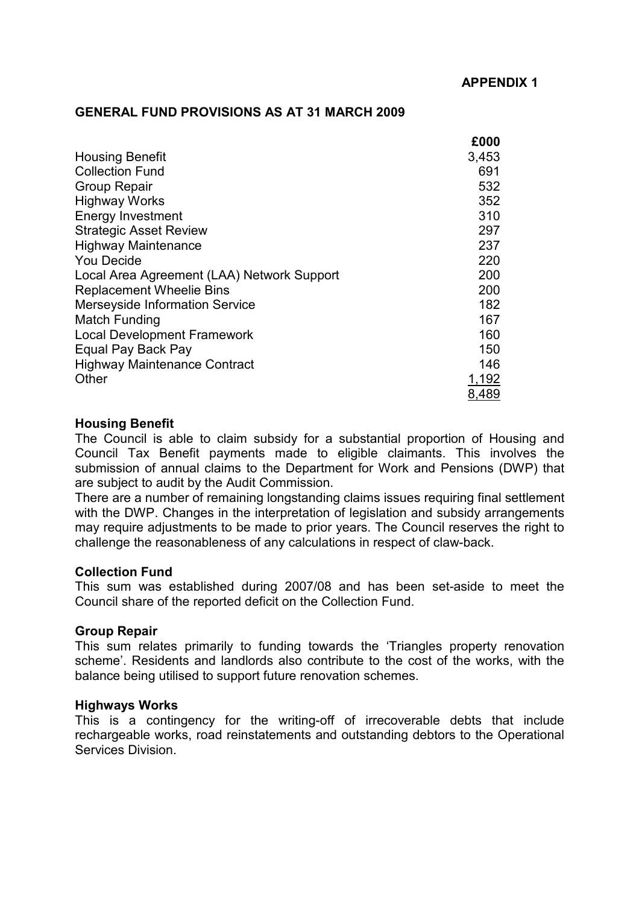**APPENDIX 1**

**GENERAL FUND PROVISIONS AS AT 31 MARCH 2009**

| | £000 |
|---|---|
| Housing Benefit | 3,453 |
| Collection Fund | 691 |
| Group Repair | 532 |
| Highway Works | 352 |
| Energy Investment | 310 |
| Strategic Asset Review | 297 |
| Highway Maintenance | 237 |
| You Decide | 220 |
| Local Area Agreement (LAA) Network Support | 200 |
| Replacement Wheelie Bins | 200 |
| Merseyside Information Service | 182 |
| Match Funding | 167 |
| Local Development Framework | 160 |
| Equal Pay Back Pay | 150 |
| Highway Maintenance Contract | 146 |
| Other | 1,192 |
| | 8,489 |

**Housing Benefit**
The Council is able to claim subsidy for a substantial proportion of Housing and Council Tax Benefit payments made to eligible claimants. This involves the submission of annual claims to the Department for Work and Pensions (DWP) that are subject to audit by the Audit Commission.
There are a number of remaining longstanding claims issues requiring final settlement with the DWP. Changes in the interpretation of legislation and subsidy arrangements may require adjustments to be made to prior years. The Council reserves the right to challenge the reasonableness of any calculations in respect of claw-back.

**Collection Fund**
This sum was established during 2007/08 and has been set-aside to meet the Council share of the reported deficit on the Collection Fund.

**Group Repair**
This sum relates primarily to funding towards the 'Triangles property renovation scheme'. Residents and landlords also contribute to the cost of the works, with the balance being utilised to support future renovation schemes.

**Highways Works**
This is a contingency for the writing-off of irrecoverable debts that include rechargeable works, road reinstatements and outstanding debtors to the Operational Services Division.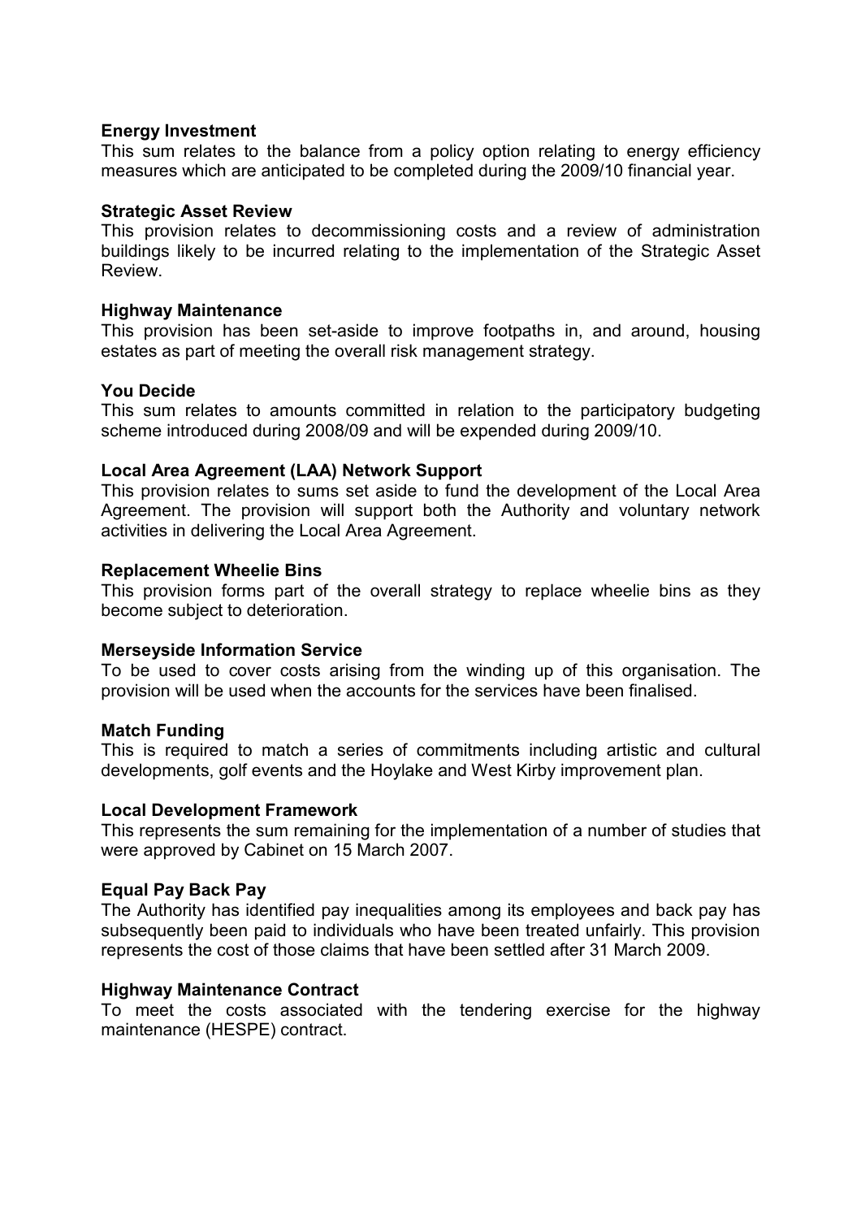**Energy Investment**
This sum relates to the balance from a policy option relating to energy efficiency measures which are anticipated to be completed during the 2009/10 financial year.

**Strategic Asset Review**
This provision relates to decommissioning costs and a review of administration buildings likely to be incurred relating to the implementation of the Strategic Asset Review.

**Highway Maintenance**
This provision has been set-aside to improve footpaths in, and around, housing estates as part of meeting the overall risk management strategy.

**You Decide**
This sum relates to amounts committed in relation to the participatory budgeting scheme introduced during 2008/09 and will be expended during 2009/10.

**Local Area Agreement (LAA) Network Support**
This provision relates to sums set aside to fund the development of the Local Area Agreement. The provision will support both the Authority and voluntary network activities in delivering the Local Area Agreement.

**Replacement Wheelie Bins**
This provision forms part of the overall strategy to replace wheelie bins as they become subject to deterioration.

**Merseyside Information Service**
To be used to cover costs arising from the winding up of this organisation. The provision will be used when the accounts for the services have been finalised.

**Match Funding**
This is required to match a series of commitments including artistic and cultural developments, golf events and the Hoylake and West Kirby improvement plan.

**Local Development Framework**
This represents the sum remaining for the implementation of a number of studies that were approved by Cabinet on 15 March 2007.

**Equal Pay Back Pay**
The Authority has identified pay inequalities among its employees and back pay has subsequently been paid to individuals who have been treated unfairly. This provision represents the cost of those claims that have been settled after 31 March 2009.

**Highway Maintenance Contract**
To meet the costs associated with the tendering exercise for the highway maintenance (HESPE) contract.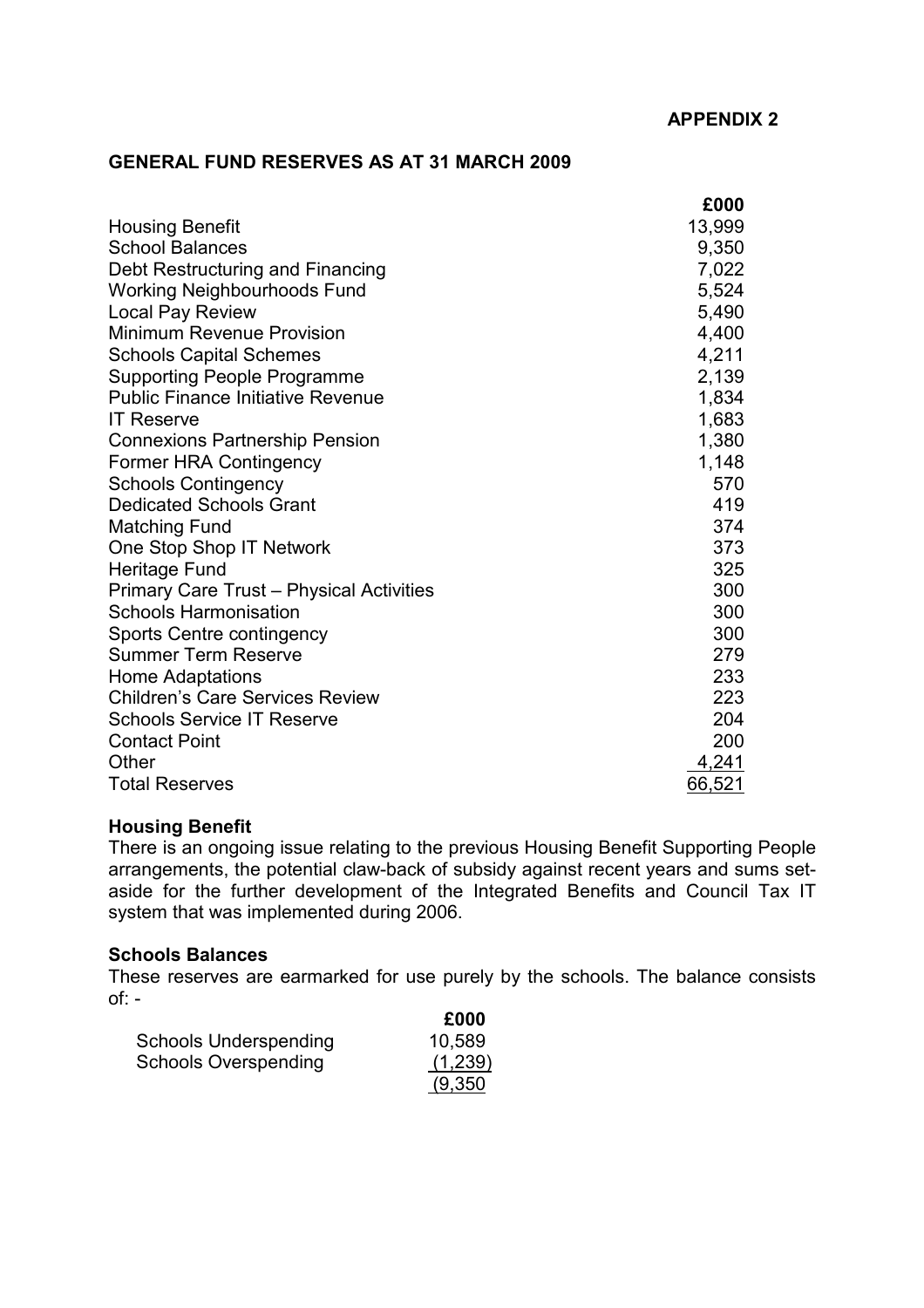**APPENDIX 2**

## GENERAL FUND RESERVES AS AT 31 MARCH 2009

| | £000 |
|---|---|
| Housing Benefit | 13,999 |
| School Balances | 9,350 |
| Debt Restructuring and Financing | 7,022 |
| Working Neighbourhoods Fund | 5,524 |
| Local Pay Review | 5,490 |
| Minimum Revenue Provision | 4,400 |
| Schools Capital Schemes | 4,211 |
| Supporting People Programme | 2,139 |
| Public Finance Initiative Revenue | 1,834 |
| IT Reserve | 1,683 |
| Connexions Partnership Pension | 1,380 |
| Former HRA Contingency | 1,148 |
| Schools Contingency | 570 |
| Dedicated Schools Grant | 419 |
| Matching Fund | 374 |
| One Stop Shop IT Network | 373 |
| Heritage Fund | 325 |
| Primary Care Trust – Physical Activities | 300 |
| Schools Harmonisation | 300 |
| Sports Centre contingency | 300 |
| Summer Term Reserve | 279 |
| Home Adaptations | 233 |
| Children's Care Services Review | 223 |
| Schools Service IT Reserve | 204 |
| Contact Point | 200 |
| Other | 4,241 |
| Total Reserves | 66,521 |

### Housing Benefit

There is an ongoing issue relating to the previous Housing Benefit Supporting People arrangements, the potential claw-back of subsidy against recent years and sums set-aside for the further development of the Integrated Benefits and Council Tax IT system that was implemented during 2006.

### Schools Balances

These reserves are earmarked for use purely by the schools. The balance consists of: -

| | £000 |
|---|---|
| Schools Underspending | 10,589 |
| Schools Overspending | (1,239) |
| | (9,350 |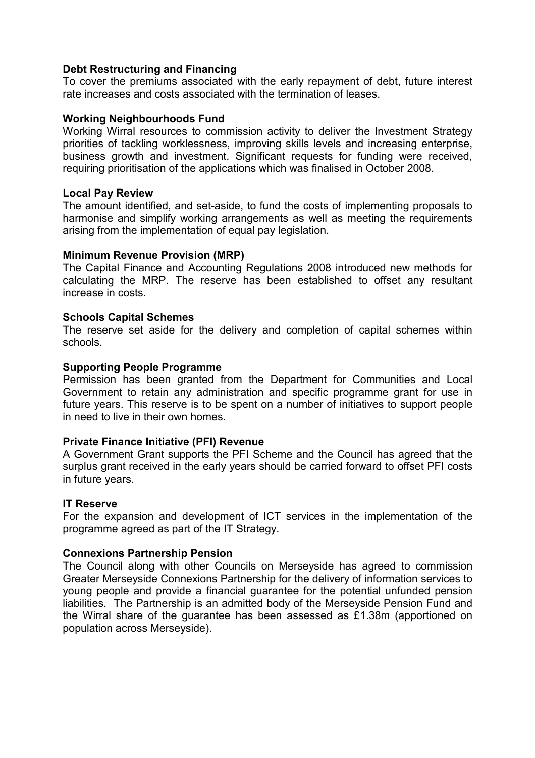**Debt Restructuring and Financing**
To cover the premiums associated with the early repayment of debt, future interest rate increases and costs associated with the termination of leases.

**Working Neighbourhoods Fund**
Working Wirral resources to commission activity to deliver the Investment Strategy priorities of tackling worklessness, improving skills levels and increasing enterprise, business growth and investment. Significant requests for funding were received, requiring prioritisation of the applications which was finalised in October 2008.

**Local Pay Review**
The amount identified, and set-aside, to fund the costs of implementing proposals to harmonise and simplify working arrangements as well as meeting the requirements arising from the implementation of equal pay legislation.

**Minimum Revenue Provision (MRP)**
The Capital Finance and Accounting Regulations 2008 introduced new methods for calculating the MRP. The reserve has been established to offset any resultant increase in costs.

**Schools Capital Schemes**
The reserve set aside for the delivery and completion of capital schemes within schools.

**Supporting People Programme**
Permission has been granted from the Department for Communities and Local Government to retain any administration and specific programme grant for use in future years. This reserve is to be spent on a number of initiatives to support people in need to live in their own homes.

**Private Finance Initiative (PFI) Revenue**
A Government Grant supports the PFI Scheme and the Council has agreed that the surplus grant received in the early years should be carried forward to offset PFI costs in future years.

**IT Reserve**
For the expansion and development of ICT services in the implementation of the programme agreed as part of the IT Strategy.

**Connexions Partnership Pension**
The Council along with other Councils on Merseyside has agreed to commission Greater Merseyside Connexions Partnership for the delivery of information services to young people and provide a financial guarantee for the potential unfunded pension liabilities. The Partnership is an admitted body of the Merseyside Pension Fund and the Wirral share of the guarantee has been assessed as £1.38m (apportioned on population across Merseyside).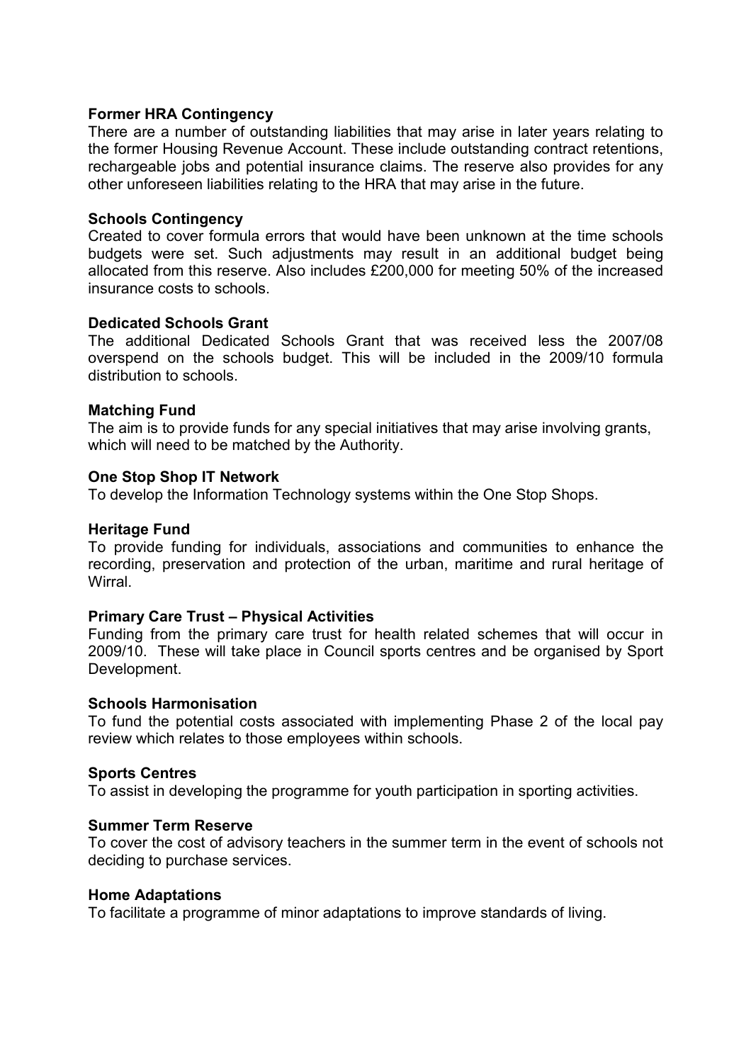**Former HRA Contingency**

There are a number of outstanding liabilities that may arise in later years relating to the former Housing Revenue Account. These include outstanding contract retentions, rechargeable jobs and potential insurance claims. The reserve also provides for any other unforeseen liabilities relating to the HRA that may arise in the future.

**Schools Contingency**

Created to cover formula errors that would have been unknown at the time schools budgets were set. Such adjustments may result in an additional budget being allocated from this reserve. Also includes £200,000 for meeting 50% of the increased insurance costs to schools.

**Dedicated Schools Grant**

The additional Dedicated Schools Grant that was received less the 2007/08 overspend on the schools budget. This will be included in the 2009/10 formula distribution to schools.

**Matching Fund**

The aim is to provide funds for any special initiatives that may arise involving grants, which will need to be matched by the Authority.

**One Stop Shop IT Network**

To develop the Information Technology systems within the One Stop Shops.

**Heritage Fund**

To provide funding for individuals, associations and communities to enhance the recording, preservation and protection of the urban, maritime and rural heritage of Wirral.

**Primary Care Trust – Physical Activities**

Funding from the primary care trust for health related schemes that will occur in 2009/10. These will take place in Council sports centres and be organised by Sport Development.

**Schools Harmonisation**

To fund the potential costs associated with implementing Phase 2 of the local pay review which relates to those employees within schools.

**Sports Centres**

To assist in developing the programme for youth participation in sporting activities.

**Summer Term Reserve**

To cover the cost of advisory teachers in the summer term in the event of schools not deciding to purchase services.

**Home Adaptations**

To facilitate a programme of minor adaptations to improve standards of living.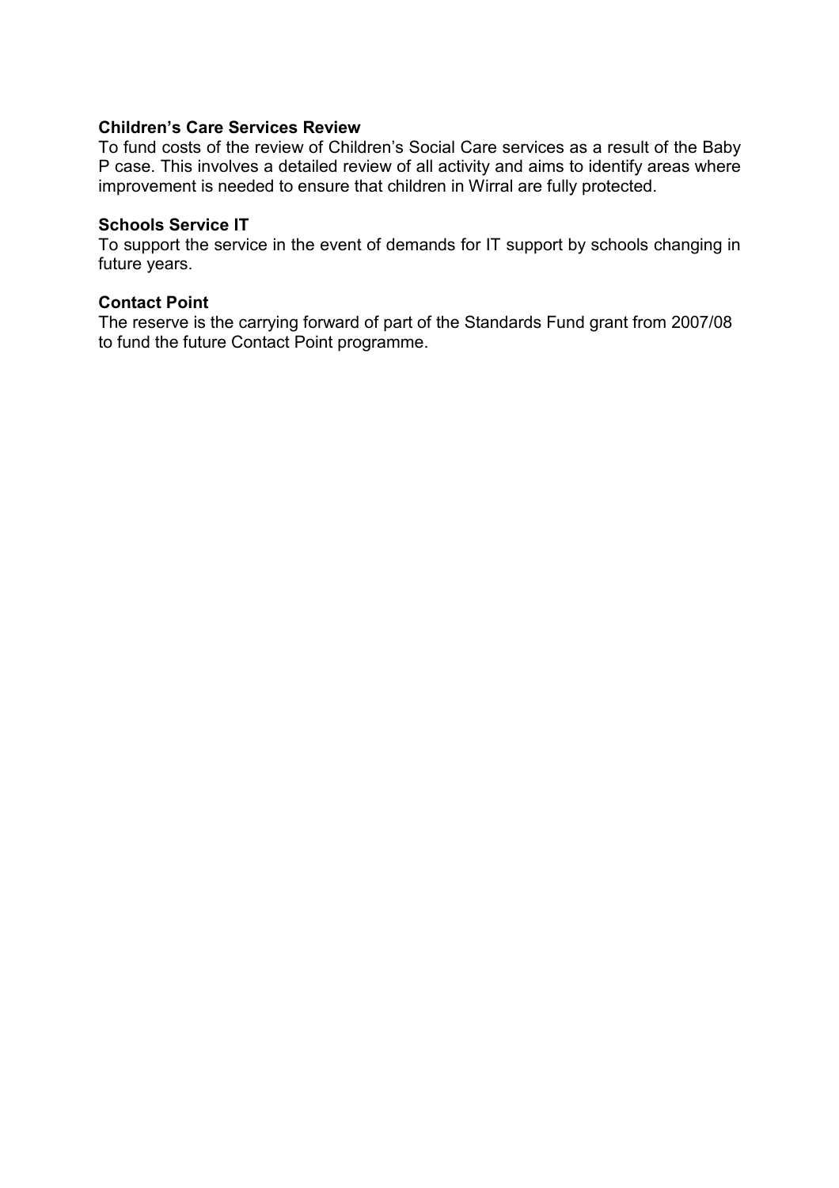**Children’s Care Services Review**
To fund costs of the review of Children’s Social Care services as a result of the Baby P case. This involves a detailed review of all activity and aims to identify areas where improvement is needed to ensure that children in Wirral are fully protected.

**Schools Service IT**
To support the service in the event of demands for IT support by schools changing in future years.

**Contact Point**
The reserve is the carrying forward of part of the Standards Fund grant from 2007/08 to fund the future Contact Point programme.